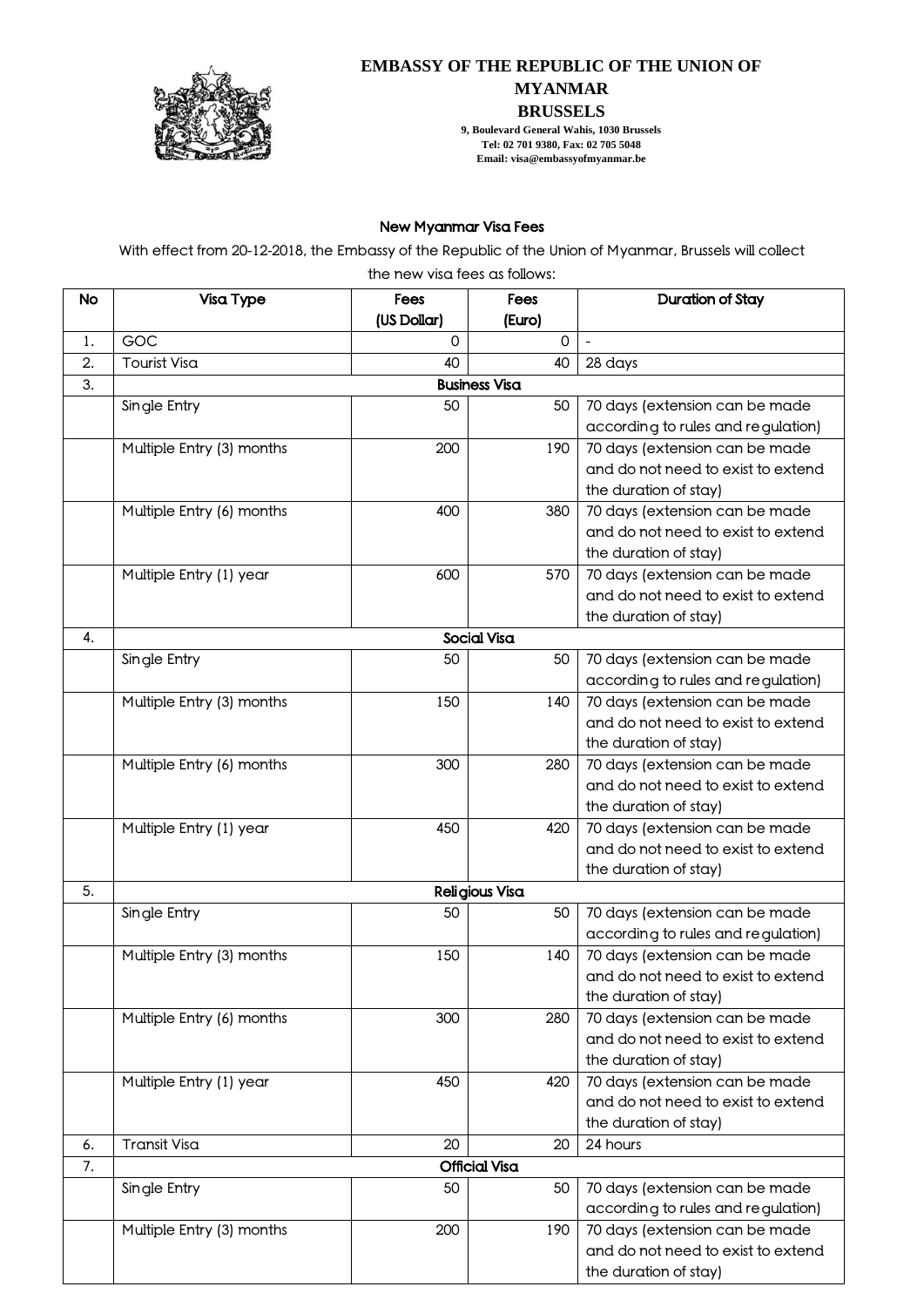# EMBASSY OF THE REPUBLIC OF THE UNION OF MYANMAR

## BRUSSELS

**9, Boulevard General Wahis, 1030 Brussels**
**Tel: 02 701 9380, Fax: 02 705 5048**
**Email: visa@embassyofmyanmar.be**

### New Myanmar Visa Fees

With effect from 20-12-2018, the Embassy of the Republic of the Union of Myanmar, Brussels will collect the new visa fees as follows:

| No | Visa Type | Fees (US Dollar) | Fees (Euro) | Duration of Stay |
|---|---|---|---|---|
| 1. | GOC | 0 | 0 | - |
| 2. | Tourist Visa | 40 | 40 | 28 days |
| 3. | **Business Visa** | | | |
| | Single Entry | 50 | 50 | 70 days (extension can be made according to rules and regulation) |
| | Multiple Entry (3) months | 200 | 190 | 70 days (extension can be made and do not need to exist to extend the duration of stay) |
| | Multiple Entry (6) months | 400 | 380 | 70 days (extension can be made and do not need to exist to extend the duration of stay) |
| | Multiple Entry (1) year | 600 | 570 | 70 days (extension can be made and do not need to exist to extend the duration of stay) |
| 4. | **Social Visa** | | | |
| | Single Entry | 50 | 50 | 70 days (extension can be made according to rules and regulation) |
| | Multiple Entry (3) months | 150 | 140 | 70 days (extension can be made and do not need to exist to extend the duration of stay) |
| | Multiple Entry (6) months | 300 | 280 | 70 days (extension can be made and do not need to exist to extend the duration of stay) |
| | Multiple Entry (1) year | 450 | 420 | 70 days (extension can be made and do not need to exist to extend the duration of stay) |
| 5. | **Religious Visa** | | | |
| | Single Entry | 50 | 50 | 70 days (extension can be made according to rules and regulation) |
| | Multiple Entry (3) months | 150 | 140 | 70 days (extension can be made and do not need to exist to extend the duration of stay) |
| | Multiple Entry (6) months | 300 | 280 | 70 days (extension can be made and do not need to exist to extend the duration of stay) |
| | Multiple Entry (1) year | 450 | 420 | 70 days (extension can be made and do not need to exist to extend the duration of stay) |
| 6. | Transit Visa | 20 | 20 | 24 hours |
| 7. | **Official Visa** | | | |
| | Single Entry | 50 | 50 | 70 days (extension can be made according to rules and regulation) |
| | Multiple Entry (3) months | 200 | 190 | 70 days (extension can be made and do not need to exist to extend the duration of stay) |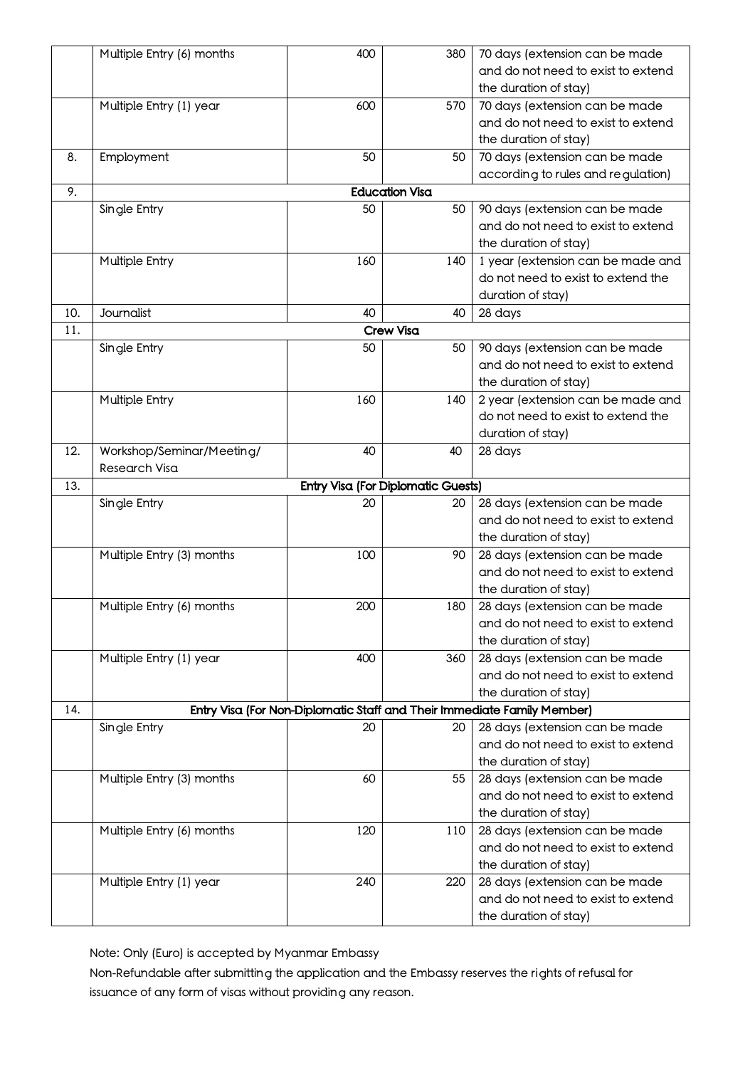| | | | | |
|---|---|---|---|---|
| | Multiple Entry (6) months | 400 | 380 | 70 days (extension can be made and do not need to exist to extend the duration of stay) |
| | Multiple Entry (1) year | 600 | 570 | 70 days (extension can be made and do not need to exist to extend the duration of stay) |
| 8. | Employment | 50 | 50 | 70 days (extension can be made according to rules and regulation) |
| 9. | **Education Visa** | | | |
| | Single Entry | 50 | 50 | 90 days (extension can be made and do not need to exist to extend the duration of stay) |
| | Multiple Entry | 160 | 140 | 1 year (extension can be made and do not need to exist to extend the duration of stay) |
| 10. | Journalist | 40 | 40 | 28 days |
| 11. | **Crew Visa** | | | |
| | Single Entry | 50 | 50 | 90 days (extension can be made and do not need to exist to extend the duration of stay) |
| | Multiple Entry | 160 | 140 | 2 year (extension can be made and do not need to exist to extend the duration of stay) |
| 12. | Workshop/Seminar/Meeting/ Research Visa | 40 | 40 | 28 days |
| 13. | **Entry Visa (For Diplomatic Guests)** | | | |
| | Single Entry | 20 | 20 | 28 days (extension can be made and do not need to exist to extend the duration of stay) |
| | Multiple Entry (3) months | 100 | 90 | 28 days (extension can be made and do not need to exist to extend the duration of stay) |
| | Multiple Entry (6) months | 200 | 180 | 28 days (extension can be made and do not need to exist to extend the duration of stay) |
| | Multiple Entry (1) year | 400 | 360 | 28 days (extension can be made and do not need to exist to extend the duration of stay) |
| 14. | **Entry Visa (For Non-Diplomatic Staff and Their Immediate Family Member)** | | | |
| | Single Entry | 20 | 20 | 28 days (extension can be made and do not need to exist to extend the duration of stay) |
| | Multiple Entry (3) months | 60 | 55 | 28 days (extension can be made and do not need to exist to extend the duration of stay) |
| | Multiple Entry (6) months | 120 | 110 | 28 days (extension can be made and do not need to exist to extend the duration of stay) |
| | Multiple Entry (1) year | 240 | 220 | 28 days (extension can be made and do not need to exist to extend the duration of stay) |

Note: Only (Euro) is accepted by Myanmar Embassy

Non-Refundable after submitting the application and the Embassy reserves the rights of refusal for issuance of any form of visas without providing any reason.